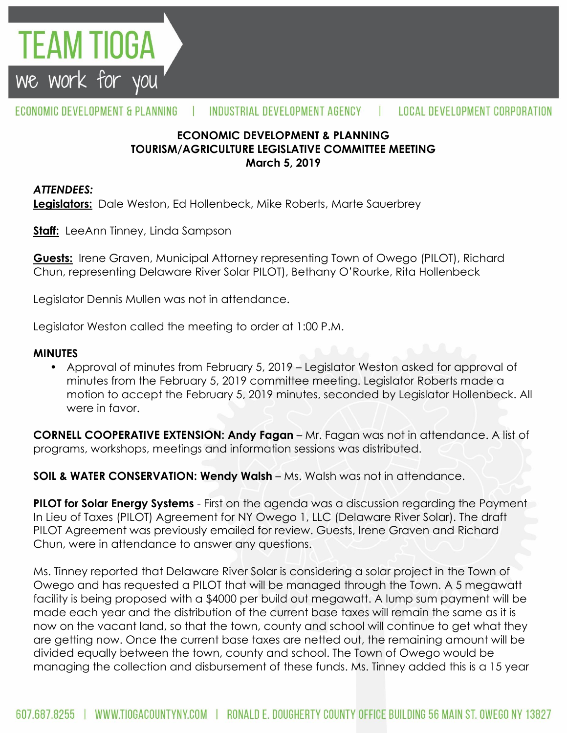# TEAM TIOGA

we work for you

ECONOMIC DEVELOPMENT & PLANNING | INDUSTRIAL DEVELOPMENT AGENCY | LOCAL DEVELOPMENT CORPORATION

## ECONOMIC DEVELOPMENT & PLANNING
## TOURISM/AGRICULTURE LEGISLATIVE COMMITTEE MEETING
## March 5, 2019

***ATTENDEES:***

**Legislators:** Dale Weston, Ed Hollenbeck, Mike Roberts, Marte Sauerbrey

**Staff:** LeeAnn Tinney, Linda Sampson

**Guests:** Irene Graven, Municipal Attorney representing Town of Owego (PILOT), Richard Chun, representing Delaware River Solar PILOT), Bethany O'Rourke, Rita Hollenbeck

Legislator Dennis Mullen was not in attendance.

Legislator Weston called the meeting to order at 1:00 P.M.

**MINUTES**

- Approval of minutes from February 5, 2019 – Legislator Weston asked for approval of minutes from the February 5, 2019 committee meeting. Legislator Roberts made a motion to accept the February 5, 2019 minutes, seconded by Legislator Hollenbeck. All were in favor.

**CORNELL COOPERATIVE EXTENSION: Andy Fagan** – Mr. Fagan was not in attendance. A list of programs, workshops, meetings and information sessions was distributed.

**SOIL & WATER CONSERVATION: Wendy Walsh** – Ms. Walsh was not in attendance.

**PILOT for Solar Energy Systems** - First on the agenda was a discussion regarding the Payment In Lieu of Taxes (PILOT) Agreement for NY Owego 1, LLC (Delaware River Solar). The draft PILOT Agreement was previously emailed for review. Guests, Irene Graven and Richard Chun, were in attendance to answer any questions.

Ms. Tinney reported that Delaware River Solar is considering a solar project in the Town of Owego and has requested a PILOT that will be managed through the Town. A 5 megawatt facility is being proposed with a $4000 per build out megawatt. A lump sum payment will be made each year and the distribution of the current base taxes will remain the same as it is now on the vacant land, so that the town, county and school will continue to get what they are getting now. Once the current base taxes are netted out, the remaining amount will be divided equally between the town, county and school. The Town of Owego would be managing the collection and disbursement of these funds. Ms. Tinney added this is a 15 year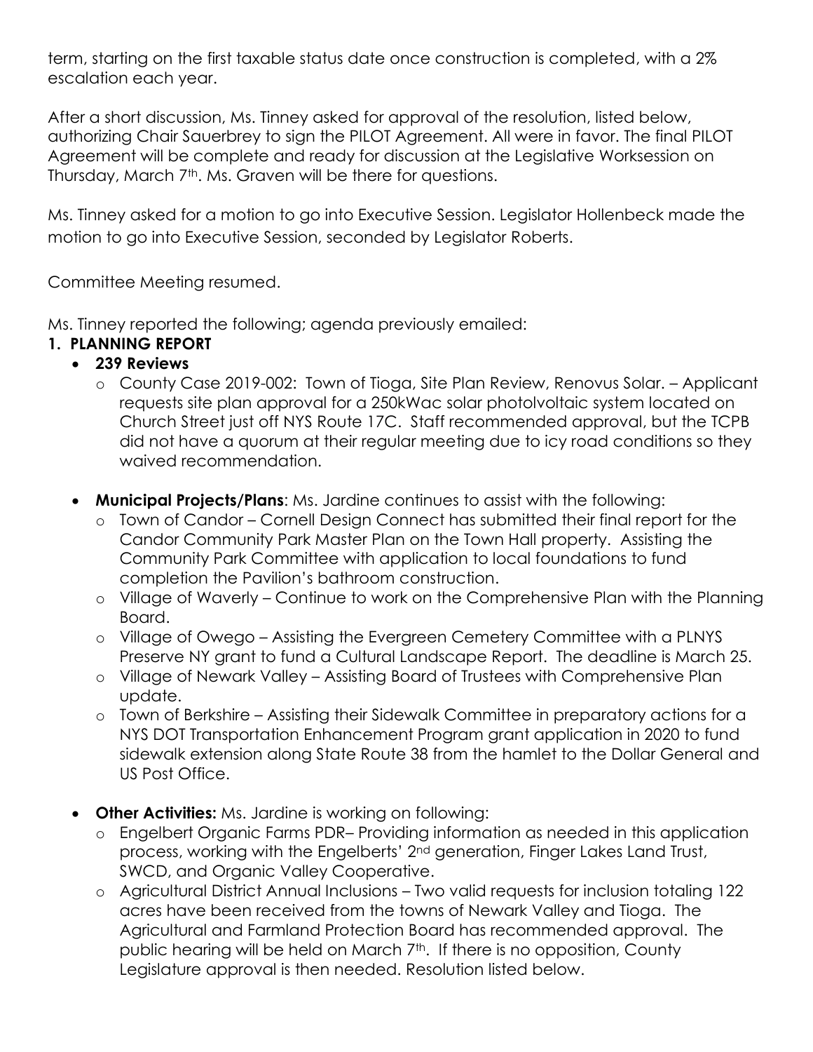term, starting on the first taxable status date once construction is completed, with a 2% escalation each year.

After a short discussion, Ms. Tinney asked for approval of the resolution, listed below, authorizing Chair Sauerbrey to sign the PILOT Agreement. All were in favor. The final PILOT Agreement will be complete and ready for discussion at the Legislative Worksession on Thursday, March 7th. Ms. Graven will be there for questions.

Ms. Tinney asked for a motion to go into Executive Session. Legislator Hollenbeck made the motion to go into Executive Session, seconded by Legislator Roberts.

Committee Meeting resumed.

Ms. Tinney reported the following; agenda previously emailed:

**1. PLANNING REPORT**

- **239 Reviews**
  - County Case 2019-002: Town of Tioga, Site Plan Review, Renovus Solar. – Applicant requests site plan approval for a 250kWac solar photolvoltaic system located on Church Street just off NYS Route 17C. Staff recommended approval, but the TCPB did not have a quorum at their regular meeting due to icy road conditions so they waived recommendation.

- **Municipal Projects/Plans**: Ms. Jardine continues to assist with the following:
  - Town of Candor – Cornell Design Connect has submitted their final report for the Candor Community Park Master Plan on the Town Hall property. Assisting the Community Park Committee with application to local foundations to fund completion the Pavilion's bathroom construction.
  - Village of Waverly – Continue to work on the Comprehensive Plan with the Planning Board.
  - Village of Owego – Assisting the Evergreen Cemetery Committee with a PLNYS Preserve NY grant to fund a Cultural Landscape Report. The deadline is March 25.
  - Village of Newark Valley – Assisting Board of Trustees with Comprehensive Plan update.
  - Town of Berkshire – Assisting their Sidewalk Committee in preparatory actions for a NYS DOT Transportation Enhancement Program grant application in 2020 to fund sidewalk extension along State Route 38 from the hamlet to the Dollar General and US Post Office.

- **Other Activities:** Ms. Jardine is working on following:
  - Engelbert Organic Farms PDR– Providing information as needed in this application process, working with the Engelberts' 2nd generation, Finger Lakes Land Trust, SWCD, and Organic Valley Cooperative.
  - Agricultural District Annual Inclusions – Two valid requests for inclusion totaling 122 acres have been received from the towns of Newark Valley and Tioga. The Agricultural and Farmland Protection Board has recommended approval. The public hearing will be held on March 7th. If there is no opposition, County Legislature approval is then needed. Resolution listed below.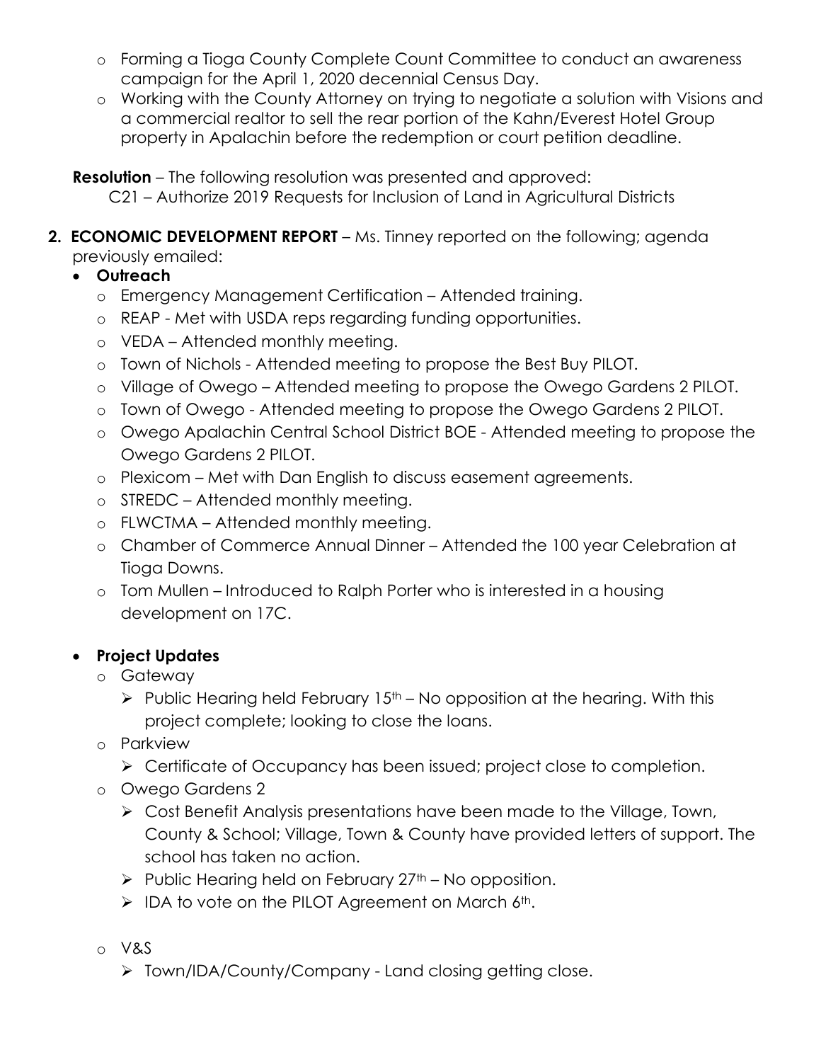- Forming a Tioga County Complete Count Committee to conduct an awareness campaign for the April 1, 2020 decennial Census Day.
- Working with the County Attorney on trying to negotiate a solution with Visions and a commercial realtor to sell the rear portion of the Kahn/Everest Hotel Group property in Apalachin before the redemption or court petition deadline.

**Resolution** – The following resolution was presented and approved:

C21 – Authorize 2019 Requests for Inclusion of Land in Agricultural Districts

**2. ECONOMIC DEVELOPMENT REPORT** – Ms. Tinney reported on the following; agenda previously emailed:

- **Outreach**
  - Emergency Management Certification – Attended training.
  - REAP - Met with USDA reps regarding funding opportunities.
  - VEDA – Attended monthly meeting.
  - Town of Nichols - Attended meeting to propose the Best Buy PILOT.
  - Village of Owego – Attended meeting to propose the Owego Gardens 2 PILOT.
  - Town of Owego - Attended meeting to propose the Owego Gardens 2 PILOT.
  - Owego Apalachin Central School District BOE - Attended meeting to propose the Owego Gardens 2 PILOT.
  - Plexicom – Met with Dan English to discuss easement agreements.
  - STREDC – Attended monthly meeting.
  - FLWCTMA – Attended monthly meeting.
  - Chamber of Commerce Annual Dinner – Attended the 100 year Celebration at Tioga Downs.
  - Tom Mullen – Introduced to Ralph Porter who is interested in a housing development on 17C.

- **Project Updates**
  - Gateway
    - Public Hearing held February 15th – No opposition at the hearing. With this project complete; looking to close the loans.
  - Parkview
    - Certificate of Occupancy has been issued; project close to completion.
  - Owego Gardens 2
    - Cost Benefit Analysis presentations have been made to the Village, Town, County & School; Village, Town & County have provided letters of support. The school has taken no action.
    - Public Hearing held on February 27th – No opposition.
    - IDA to vote on the PILOT Agreement on March 6th.
  - V&S
    - Town/IDA/County/Company - Land closing getting close.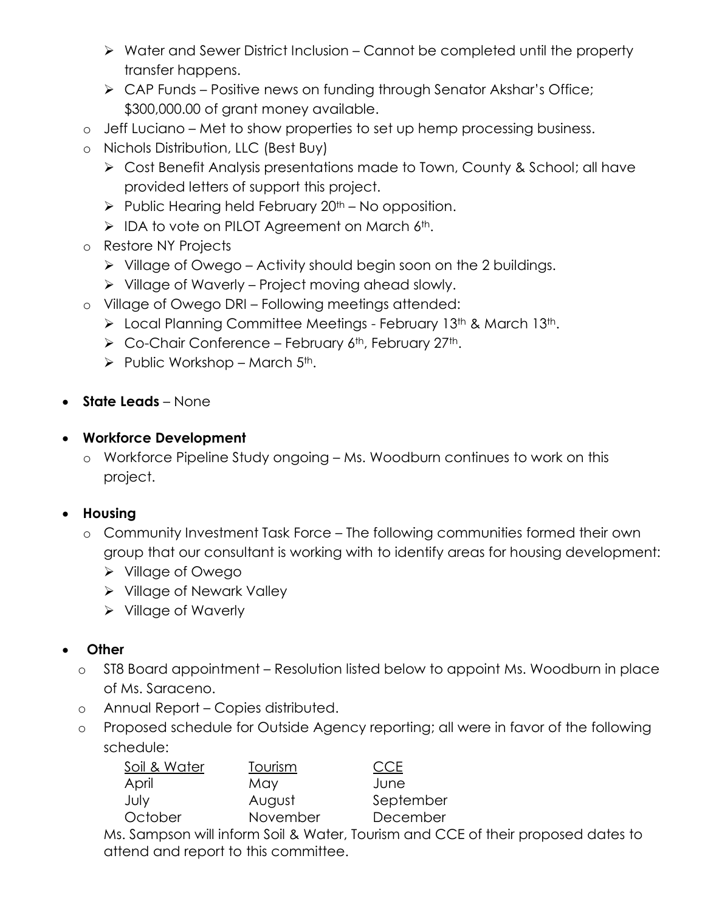- Water and Sewer District Inclusion – Cannot be completed until the property transfer happens.
    - CAP Funds – Positive news on funding through Senator Akshar's Office; $300,000.00 of grant money available.
  - Jeff Luciano – Met to show properties to set up hemp processing business.
  - Nichols Distribution, LLC (Best Buy)
    - Cost Benefit Analysis presentations made to Town, County & School; all have provided letters of support this project.
    - Public Hearing held February 20th – No opposition.
    - IDA to vote on PILOT Agreement on March 6th.
  - Restore NY Projects
    - Village of Owego – Activity should begin soon on the 2 buildings.
    - Village of Waverly – Project moving ahead slowly.
  - Village of Owego DRI – Following meetings attended:
    - Local Planning Committee Meetings - February 13th & March 13th.
    - Co-Chair Conference – February 6th, February 27th.
    - Public Workshop – March 5th.

- **State Leads** – None

- **Workforce Development**
  - Workforce Pipeline Study ongoing – Ms. Woodburn continues to work on this project.

- **Housing**
  - Community Investment Task Force – The following communities formed their own group that our consultant is working with to identify areas for housing development:
    - Village of Owego
    - Village of Newark Valley
    - Village of Waverly

- **Other**
  - ST8 Board appointment – Resolution listed below to appoint Ms. Woodburn in place of Ms. Saraceno.
  - Annual Report – Copies distributed.
  - Proposed schedule for Outside Agency reporting; all were in favor of the following schedule:

    | Soil & Water | Tourism | CCE |
    | --- | --- | --- |
    | April | May | June |
    | July | August | September |
    | October | November | December |

    Ms. Sampson will inform Soil & Water, Tourism and CCE of their proposed dates to attend and report to this committee.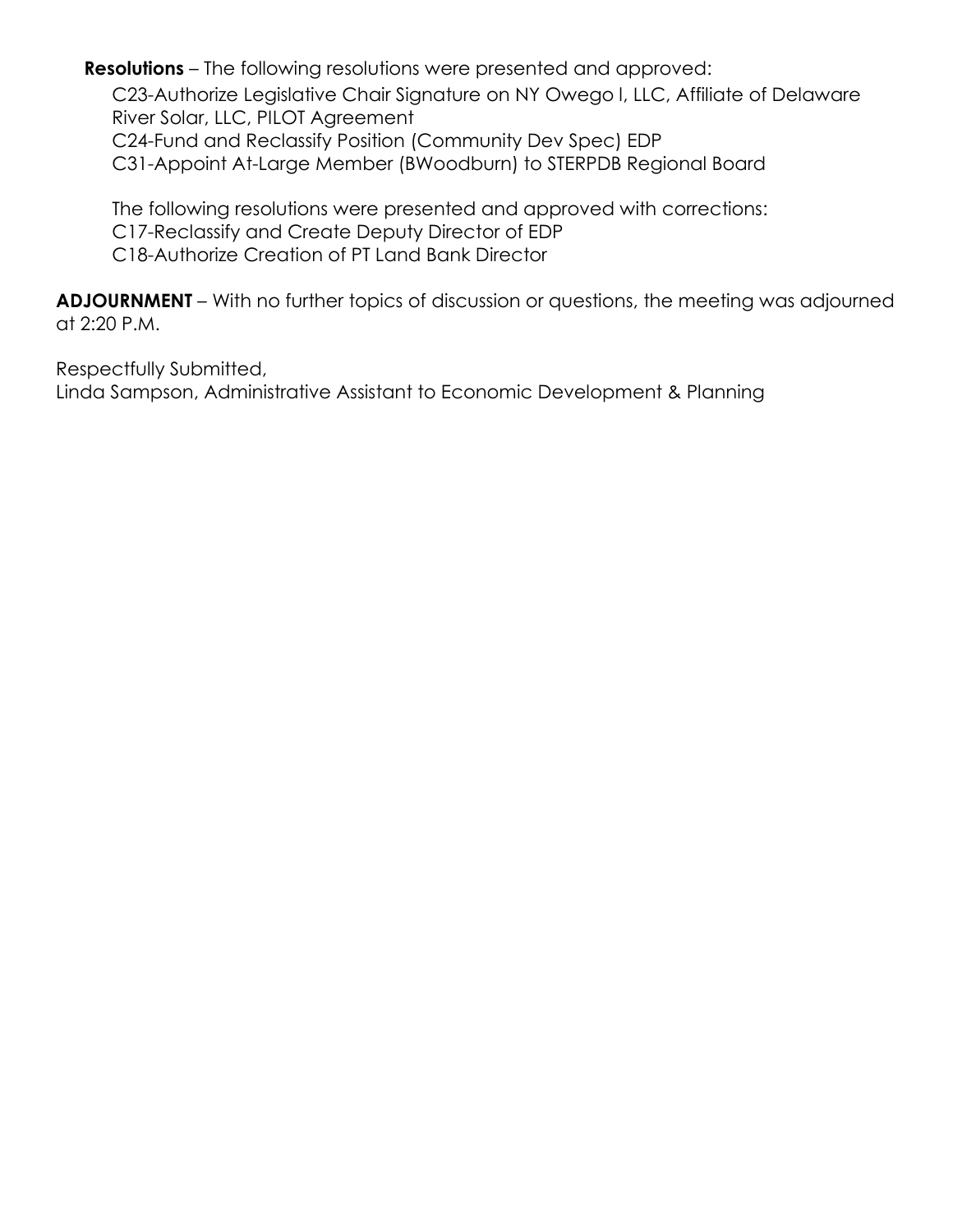**Resolutions** – The following resolutions were presented and approved:

C23-Authorize Legislative Chair Signature on NY Owego I, LLC, Affiliate of Delaware River Solar, LLC, PILOT Agreement
C24-Fund and Reclassify Position (Community Dev Spec) EDP
C31-Appoint At-Large Member (BWoodburn) to STERPDB Regional Board

The following resolutions were presented and approved with corrections:
C17-Reclassify and Create Deputy Director of EDP
C18-Authorize Creation of PT Land Bank Director

**ADJOURNMENT** – With no further topics of discussion or questions, the meeting was adjourned at 2:20 P.M.

Respectfully Submitted,
Linda Sampson, Administrative Assistant to Economic Development & Planning